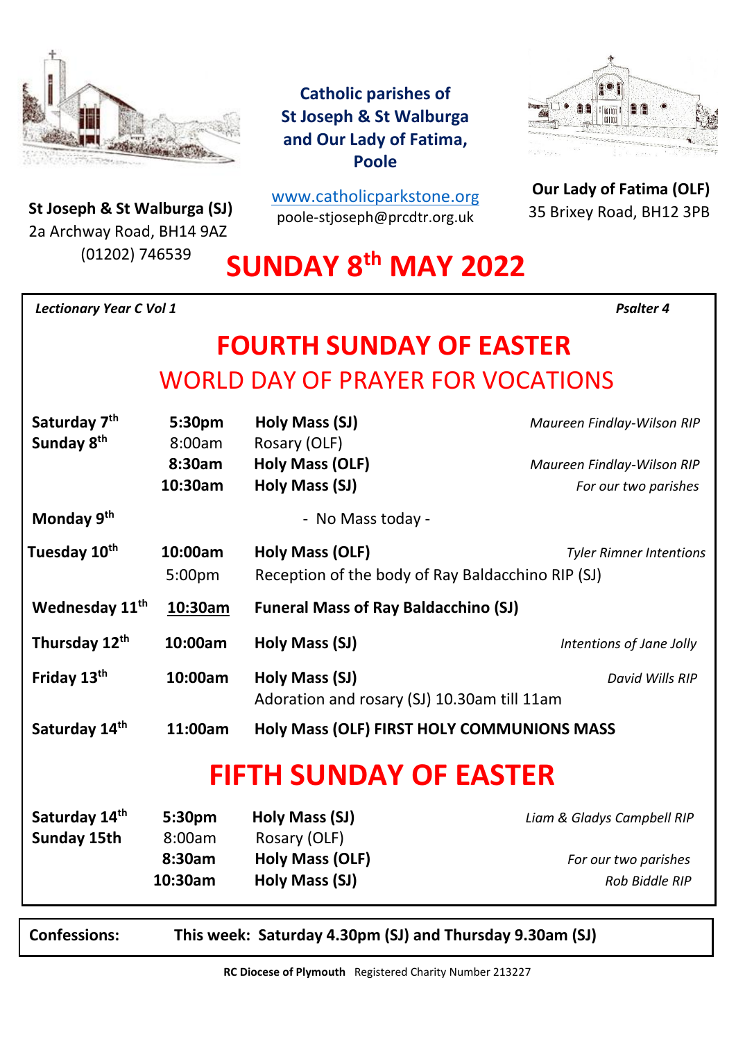**Catholic parishes of St Joseph & St Walburga and Our Lady of Fatima, Poole**

**St Joseph & St Walburga (SJ)**
2a Archway Road, BH14 9AZ
(01202) 746539

www.catholicparkstone.org
poole-stjoseph@prcdtr.org.uk

**Our Lady of Fatima (OLF)**
35 Brixey Road, BH12 3PB

# SUNDAY 8th MAY 2022

***Lectionary Year C Vol 1*** ***Psalter 4***

## FOURTH SUNDAY OF EASTER

### WORLD DAY OF PRAYER FOR VOCATIONS

| | | | |
|---|---|---|---|
| **Saturday 7th** | **5:30pm** | **Holy Mass (SJ)** | *Maureen Findlay-Wilson RIP* |
| **Sunday 8th** | 8:00am | Rosary (OLF) | |
| | **8:30am** | **Holy Mass (OLF)** | *Maureen Findlay-Wilson RIP* |
| | **10:30am** | **Holy Mass (SJ)** | *For our two parishes* |
| **Monday 9th** | | - No Mass today - | |
| **Tuesday 10th** | **10:00am** | **Holy Mass (OLF)** | *Tyler Rimner Intentions* |
| | 5:00pm | Reception of the body of Ray Baldacchino RIP (SJ) | |
| **Wednesday 11th** | **10:30am** | **Funeral Mass of Ray Baldacchino (SJ)** | |
| **Thursday 12th** | **10:00am** | **Holy Mass (SJ)** | *Intentions of Jane Jolly* |
| **Friday 13th** | **10:00am** | **Holy Mass (SJ)** | *David Wills RIP* |
| | | Adoration and rosary (SJ) 10.30am till 11am | |
| **Saturday 14th** | **11:00am** | **Holy Mass (OLF) FIRST HOLY COMMUNIONS MASS** | |

## FIFTH SUNDAY OF EASTER

| | | | |
|---|---|---|---|
| **Saturday 14th** | **5:30pm** | **Holy Mass (SJ)** | *Liam & Gladys Campbell RIP* |
| **Sunday 15th** | 8:00am | Rosary (OLF) | |
| | **8:30am** | **Holy Mass (OLF)** | *For our two parishes* |
| | **10:30am** | **Holy Mass (SJ)** | *Rob Biddle RIP* |

**Confessions:** **This week: Saturday 4.30pm (SJ) and Thursday 9.30am (SJ)**

**RC Diocese of Plymouth** Registered Charity Number 213227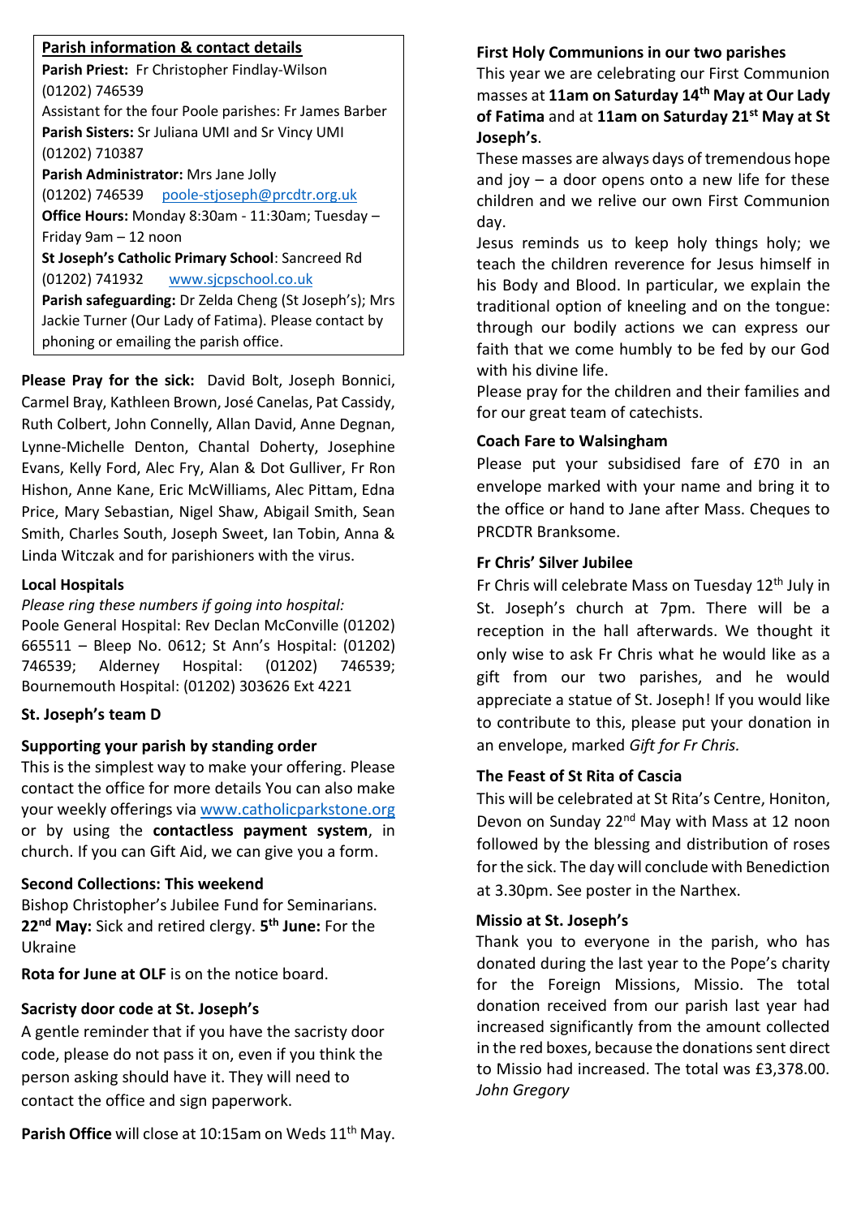## Parish information & contact details

**Parish Priest:** Fr Christopher Findlay-Wilson (01202) 746539
Assistant for the four Poole parishes: Fr James Barber
**Parish Sisters:** Sr Juliana UMI and Sr Vincy UMI (01202) 710387
**Parish Administrator:** Mrs Jane Jolly (01202) 746539 poole-stjoseph@prcdtr.org.uk
**Office Hours:** Monday 8:30am - 11:30am; Tuesday – Friday 9am – 12 noon
**St Joseph's Catholic Primary School**: Sancreed Rd (01202) 741932 www.sjcpschool.co.uk
**Parish safeguarding:** Dr Zelda Cheng (St Joseph's); Mrs Jackie Turner (Our Lady of Fatima). Please contact by phoning or emailing the parish office.

**Please Pray for the sick:** David Bolt, Joseph Bonnici, Carmel Bray, Kathleen Brown, José Canelas, Pat Cassidy, Ruth Colbert, John Connelly, Allan David, Anne Degnan, Lynne-Michelle Denton, Chantal Doherty, Josephine Evans, Kelly Ford, Alec Fry, Alan & Dot Gulliver, Fr Ron Hishon, Anne Kane, Eric McWilliams, Alec Pittam, Edna Price, Mary Sebastian, Nigel Shaw, Abigail Smith, Sean Smith, Charles South, Joseph Sweet, Ian Tobin, Anna & Linda Witczak and for parishioners with the virus.

### Local Hospitals

*Please ring these numbers if going into hospital:*
Poole General Hospital: Rev Declan McConville (01202) 665511 – Bleep No. 0612; St Ann's Hospital: (01202) 746539; Alderney Hospital: (01202) 746539; Bournemouth Hospital: (01202) 303626 Ext 4221

### St. Joseph's team D

### Supporting your parish by standing order

This is the simplest way to make your offering. Please contact the office for more details You can also make your weekly offerings via www.catholicparkstone.org or by using the **contactless payment system**, in church. If you can Gift Aid, we can give you a form.

### Second Collections: This weekend

Bishop Christopher's Jubilee Fund for Seminarians. **22nd May:** Sick and retired clergy. **5th June:** For the Ukraine

**Rota for June at OLF** is on the notice board.

### Sacristy door code at St. Joseph's

A gentle reminder that if you have the sacristy door code, please do not pass it on, even if you think the person asking should have it. They will need to contact the office and sign paperwork.

**Parish Office** will close at 10:15am on Weds 11th May.

### First Holy Communions in our two parishes

This year we are celebrating our First Communion masses at **11am on Saturday 14th May at Our Lady of Fatima** and at **11am on Saturday 21st May at St Joseph's**.

These masses are always days of tremendous hope and joy – a door opens onto a new life for these children and we relive our own First Communion day.

Jesus reminds us to keep holy things holy; we teach the children reverence for Jesus himself in his Body and Blood. In particular, we explain the traditional option of kneeling and on the tongue: through our bodily actions we can express our faith that we come humbly to be fed by our God with his divine life.

Please pray for the children and their families and for our great team of catechists.

### Coach Fare to Walsingham

Please put your subsidised fare of £70 in an envelope marked with your name and bring it to the office or hand to Jane after Mass. Cheques to PRCDTR Branksome.

### Fr Chris' Silver Jubilee

Fr Chris will celebrate Mass on Tuesday 12th July in St. Joseph's church at 7pm. There will be a reception in the hall afterwards. We thought it only wise to ask Fr Chris what he would like as a gift from our two parishes, and he would appreciate a statue of St. Joseph! If you would like to contribute to this, please put your donation in an envelope, marked *Gift for Fr Chris.*

### The Feast of St Rita of Cascia

This will be celebrated at St Rita's Centre, Honiton, Devon on Sunday 22nd May with Mass at 12 noon followed by the blessing and distribution of roses for the sick. The day will conclude with Benediction at 3.30pm. See poster in the Narthex.

### Missio at St. Joseph's

Thank you to everyone in the parish, who has donated during the last year to the Pope's charity for the Foreign Missions, Missio. The total donation received from our parish last year had increased significantly from the amount collected in the red boxes, because the donations sent direct to Missio had increased. The total was £3,378.00.
*John Gregory*